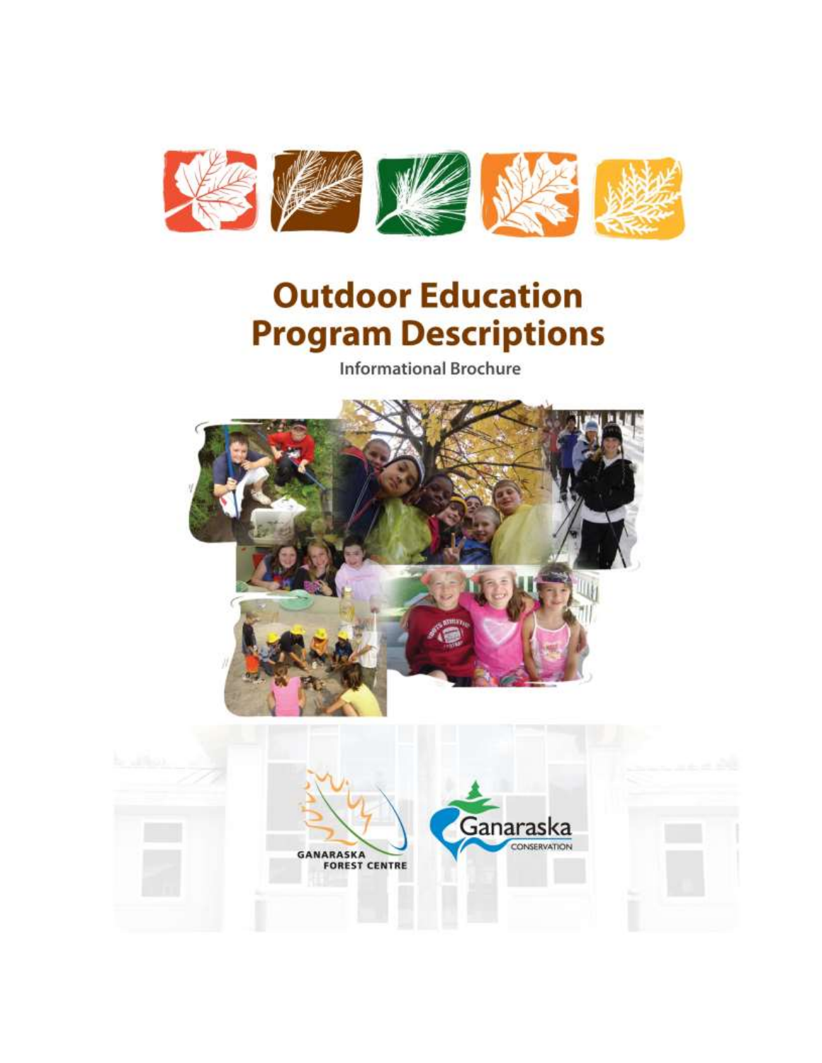# Outdoor Education Program Descriptions

Informational Brochure

GANARASKA FOREST CENTRE

Ganaraska CONSERVATION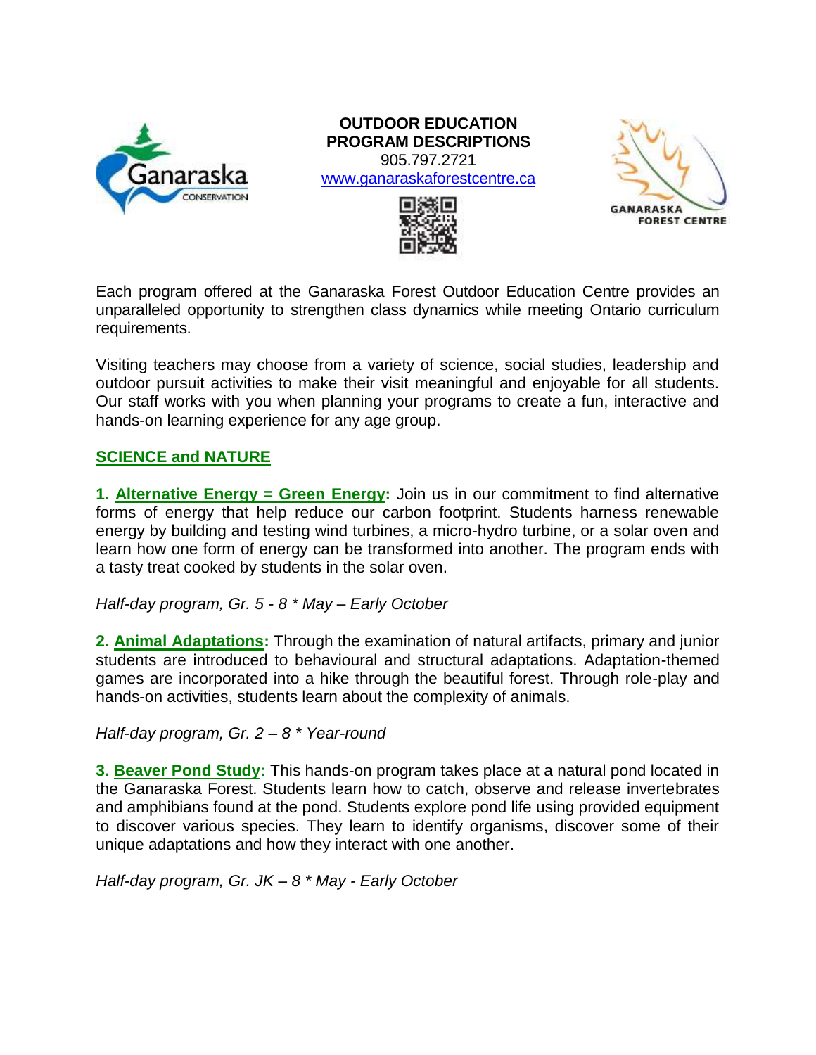**OUTDOOR EDUCATION PROGRAM DESCRIPTIONS**
905.797.2721
[www.ganaraskaforestcentre.ca](http://www.ganaraskaforestcentre.ca)

Each program offered at the Ganaraska Forest Outdoor Education Centre provides an unparalleled opportunity to strengthen class dynamics while meeting Ontario curriculum requirements.

Visiting teachers may choose from a variety of science, social studies, leadership and outdoor pursuit activities to make their visit meaningful and enjoyable for all students. Our staff works with you when planning your programs to create a fun, interactive and hands-on learning experience for any age group.

## SCIENCE and NATURE

**1. Alternative Energy = Green Energy:** Join us in our commitment to find alternative forms of energy that help reduce our carbon footprint. Students harness renewable energy by building and testing wind turbines, a micro-hydro turbine, or a solar oven and learn how one form of energy can be transformed into another. The program ends with a tasty treat cooked by students in the solar oven.

*Half-day program, Gr. 5 - 8 * May – Early October*

**2. Animal Adaptations:** Through the examination of natural artifacts, primary and junior students are introduced to behavioural and structural adaptations. Adaptation-themed games are incorporated into a hike through the beautiful forest. Through role-play and hands-on activities, students learn about the complexity of animals.

*Half-day program, Gr. 2 – 8 * Year-round*

**3. Beaver Pond Study:** This hands-on program takes place at a natural pond located in the Ganaraska Forest. Students learn how to catch, observe and release invertebrates and amphibians found at the pond. Students explore pond life using provided equipment to discover various species. They learn to identify organisms, discover some of their unique adaptations and how they interact with one another.

*Half-day program, Gr. JK – 8 * May - Early October*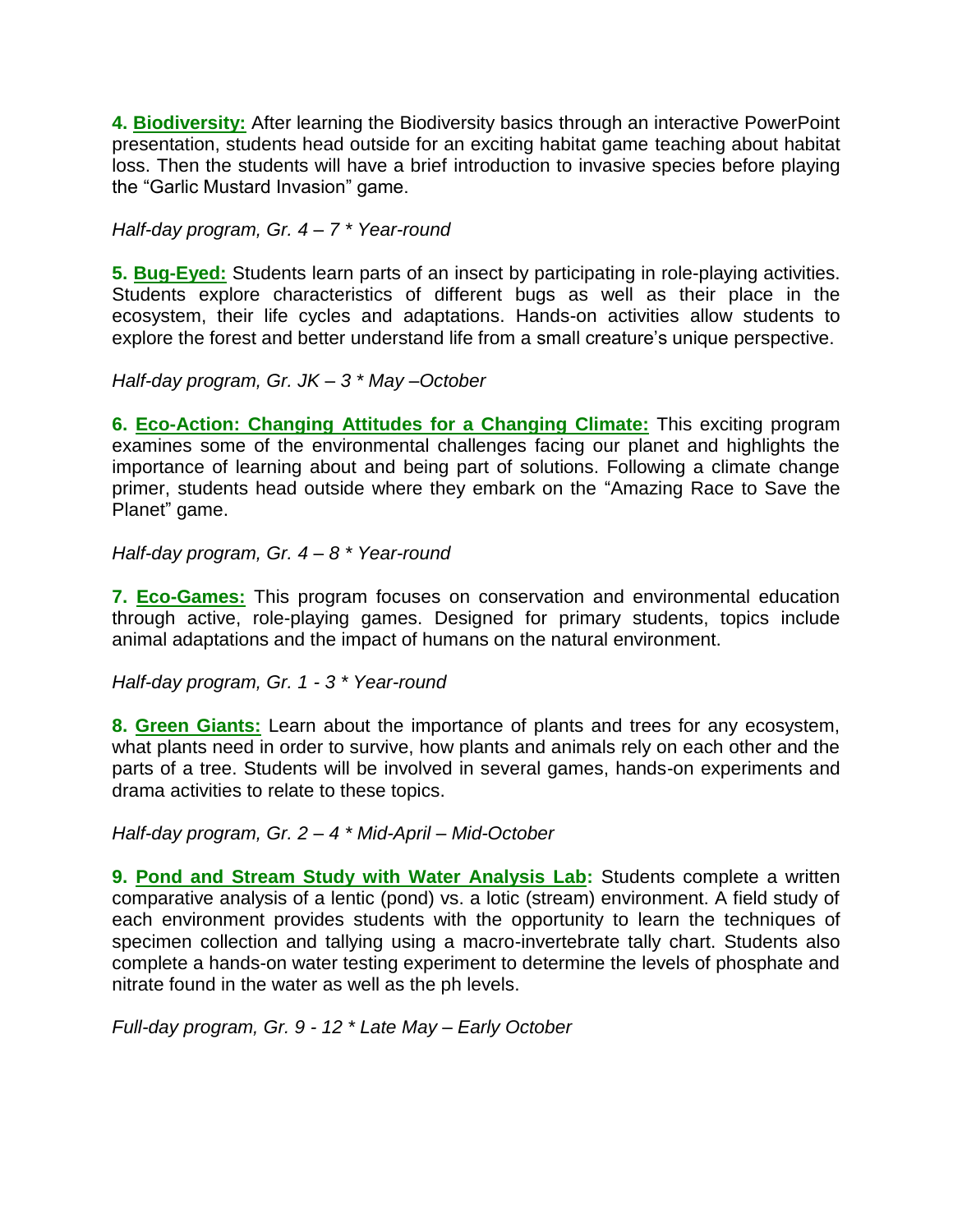**4. Biodiversity:** After learning the Biodiversity basics through an interactive PowerPoint presentation, students head outside for an exciting habitat game teaching about habitat loss. Then the students will have a brief introduction to invasive species before playing the "Garlic Mustard Invasion" game.

*Half-day program, Gr. 4 – 7 * Year-round*

**5. Bug-Eyed:** Students learn parts of an insect by participating in role-playing activities. Students explore characteristics of different bugs as well as their place in the ecosystem, their life cycles and adaptations. Hands-on activities allow students to explore the forest and better understand life from a small creature's unique perspective.

*Half-day program, Gr. JK – 3 * May –October*

**6. Eco-Action: Changing Attitudes for a Changing Climate:** This exciting program examines some of the environmental challenges facing our planet and highlights the importance of learning about and being part of solutions. Following a climate change primer, students head outside where they embark on the "Amazing Race to Save the Planet" game.

*Half-day program, Gr. 4 – 8 * Year-round*

**7. Eco-Games:** This program focuses on conservation and environmental education through active, role-playing games. Designed for primary students, topics include animal adaptations and the impact of humans on the natural environment.

*Half-day program, Gr. 1 - 3 * Year-round*

**8. Green Giants:** Learn about the importance of plants and trees for any ecosystem, what plants need in order to survive, how plants and animals rely on each other and the parts of a tree. Students will be involved in several games, hands-on experiments and drama activities to relate to these topics.

*Half-day program, Gr. 2 – 4 * Mid-April – Mid-October*

**9. Pond and Stream Study with Water Analysis Lab:** Students complete a written comparative analysis of a lentic (pond) vs. a lotic (stream) environment. A field study of each environment provides students with the opportunity to learn the techniques of specimen collection and tallying using a macro-invertebrate tally chart. Students also complete a hands-on water testing experiment to determine the levels of phosphate and nitrate found in the water as well as the ph levels.

*Full-day program, Gr. 9 - 12 * Late May – Early October*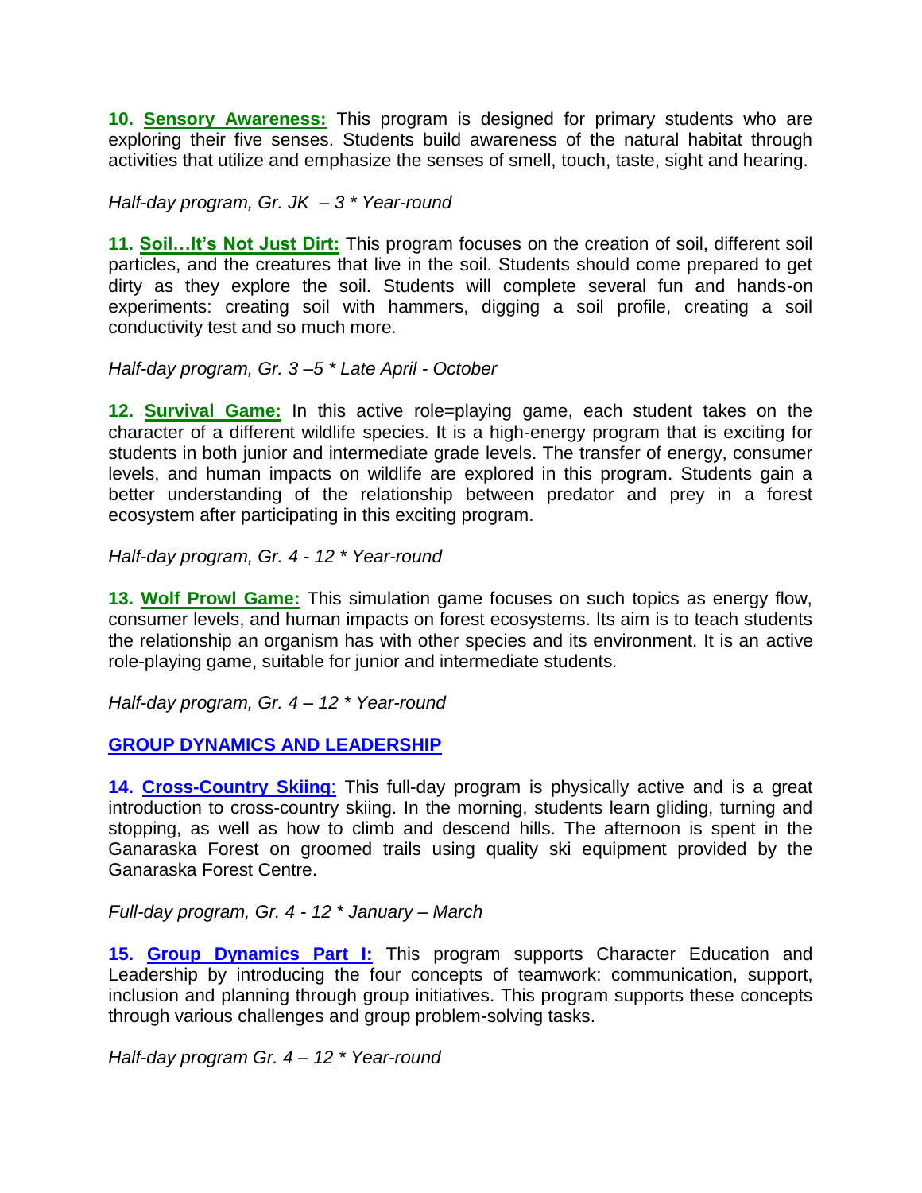**10. Sensory Awareness:** This program is designed for primary students who are exploring their five senses. Students build awareness of the natural habitat through activities that utilize and emphasize the senses of smell, touch, taste, sight and hearing.

*Half-day program, Gr. JK – 3 * Year-round*

**11. Soil…It's Not Just Dirt:** This program focuses on the creation of soil, different soil particles, and the creatures that live in the soil. Students should come prepared to get dirty as they explore the soil. Students will complete several fun and hands-on experiments: creating soil with hammers, digging a soil profile, creating a soil conductivity test and so much more.

*Half-day program, Gr. 3 –5 * Late April - October*

**12. Survival Game:** In this active role=playing game, each student takes on the character of a different wildlife species. It is a high-energy program that is exciting for students in both junior and intermediate grade levels. The transfer of energy, consumer levels, and human impacts on wildlife are explored in this program. Students gain a better understanding of the relationship between predator and prey in a forest ecosystem after participating in this exciting program.

*Half-day program, Gr. 4 - 12 * Year-round*

**13. Wolf Prowl Game:** This simulation game focuses on such topics as energy flow, consumer levels, and human impacts on forest ecosystems. Its aim is to teach students the relationship an organism has with other species and its environment. It is an active role-playing game, suitable for junior and intermediate students.

*Half-day program, Gr. 4 – 12 * Year-round*

## GROUP DYNAMICS AND LEADERSHIP

**14. Cross-Country Skiing:** This full-day program is physically active and is a great introduction to cross-country skiing. In the morning, students learn gliding, turning and stopping, as well as how to climb and descend hills. The afternoon is spent in the Ganaraska Forest on groomed trails using quality ski equipment provided by the Ganaraska Forest Centre.

*Full-day program, Gr. 4 - 12 * January – March*

**15. Group Dynamics Part I:** This program supports Character Education and Leadership by introducing the four concepts of teamwork: communication, support, inclusion and planning through group initiatives. This program supports these concepts through various challenges and group problem-solving tasks.

*Half-day program Gr. 4 – 12 * Year-round*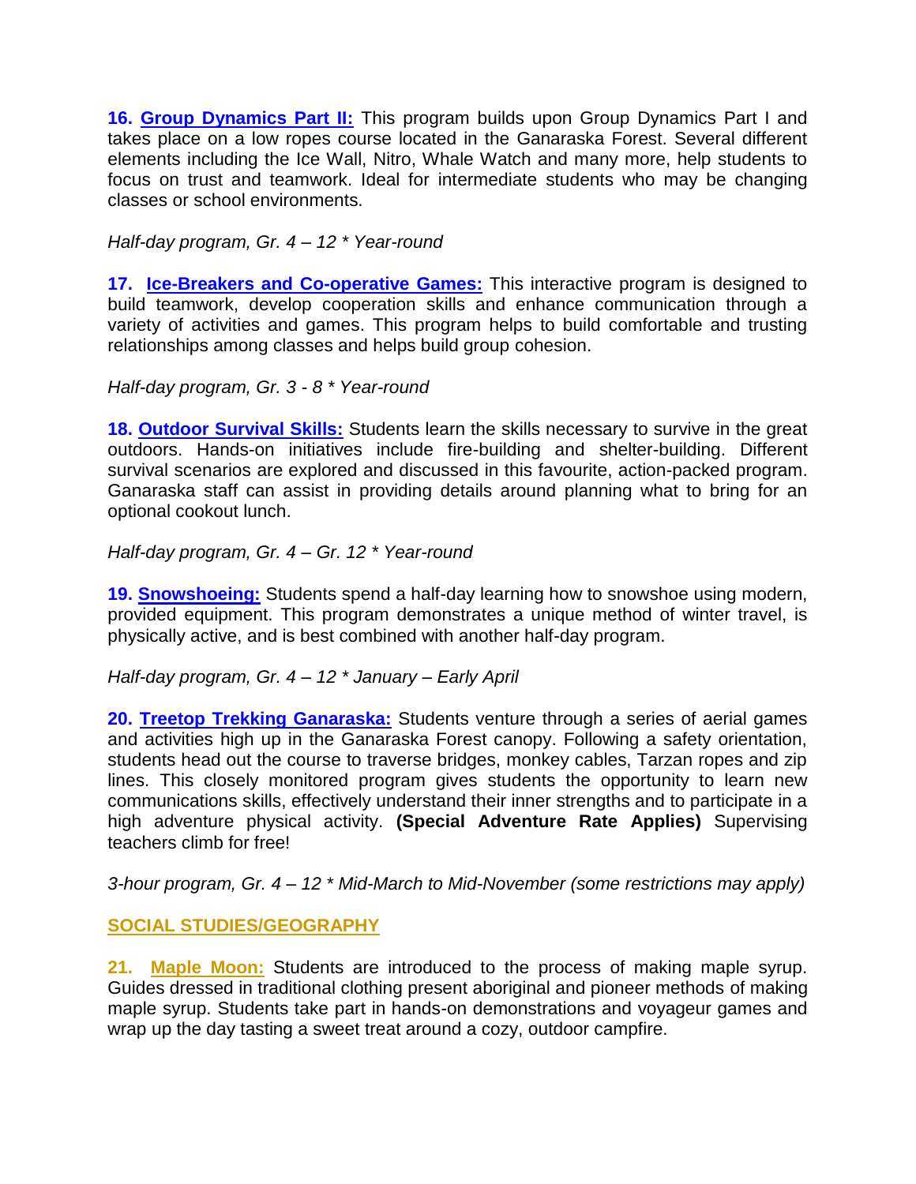**16. Group Dynamics Part II:** This program builds upon Group Dynamics Part I and takes place on a low ropes course located in the Ganaraska Forest. Several different elements including the Ice Wall, Nitro, Whale Watch and many more, help students to focus on trust and teamwork. Ideal for intermediate students who may be changing classes or school environments.

*Half-day program, Gr. 4 – 12 * Year-round*

**17. Ice-Breakers and Co-operative Games:** This interactive program is designed to build teamwork, develop cooperation skills and enhance communication through a variety of activities and games. This program helps to build comfortable and trusting relationships among classes and helps build group cohesion.

*Half-day program, Gr. 3 - 8 * Year-round*

**18. Outdoor Survival Skills:** Students learn the skills necessary to survive in the great outdoors. Hands-on initiatives include fire-building and shelter-building. Different survival scenarios are explored and discussed in this favourite, action-packed program. Ganaraska staff can assist in providing details around planning what to bring for an optional cookout lunch.

*Half-day program, Gr. 4 – Gr. 12 * Year-round*

**19. Snowshoeing:** Students spend a half-day learning how to snowshoe using modern, provided equipment. This program demonstrates a unique method of winter travel, is physically active, and is best combined with another half-day program.

*Half-day program, Gr. 4 – 12 * January – Early April*

**20. Treetop Trekking Ganaraska:** Students venture through a series of aerial games and activities high up in the Ganaraska Forest canopy. Following a safety orientation, students head out the course to traverse bridges, monkey cables, Tarzan ropes and zip lines. This closely monitored program gives students the opportunity to learn new communications skills, effectively understand their inner strengths and to participate in a high adventure physical activity. **(Special Adventure Rate Applies)** Supervising teachers climb for free!

*3-hour program, Gr. 4 – 12 * Mid-March to Mid-November (some restrictions may apply)*

## SOCIAL STUDIES/GEOGRAPHY

**21. Maple Moon:** Students are introduced to the process of making maple syrup. Guides dressed in traditional clothing present aboriginal and pioneer methods of making maple syrup. Students take part in hands-on demonstrations and voyageur games and wrap up the day tasting a sweet treat around a cozy, outdoor campfire.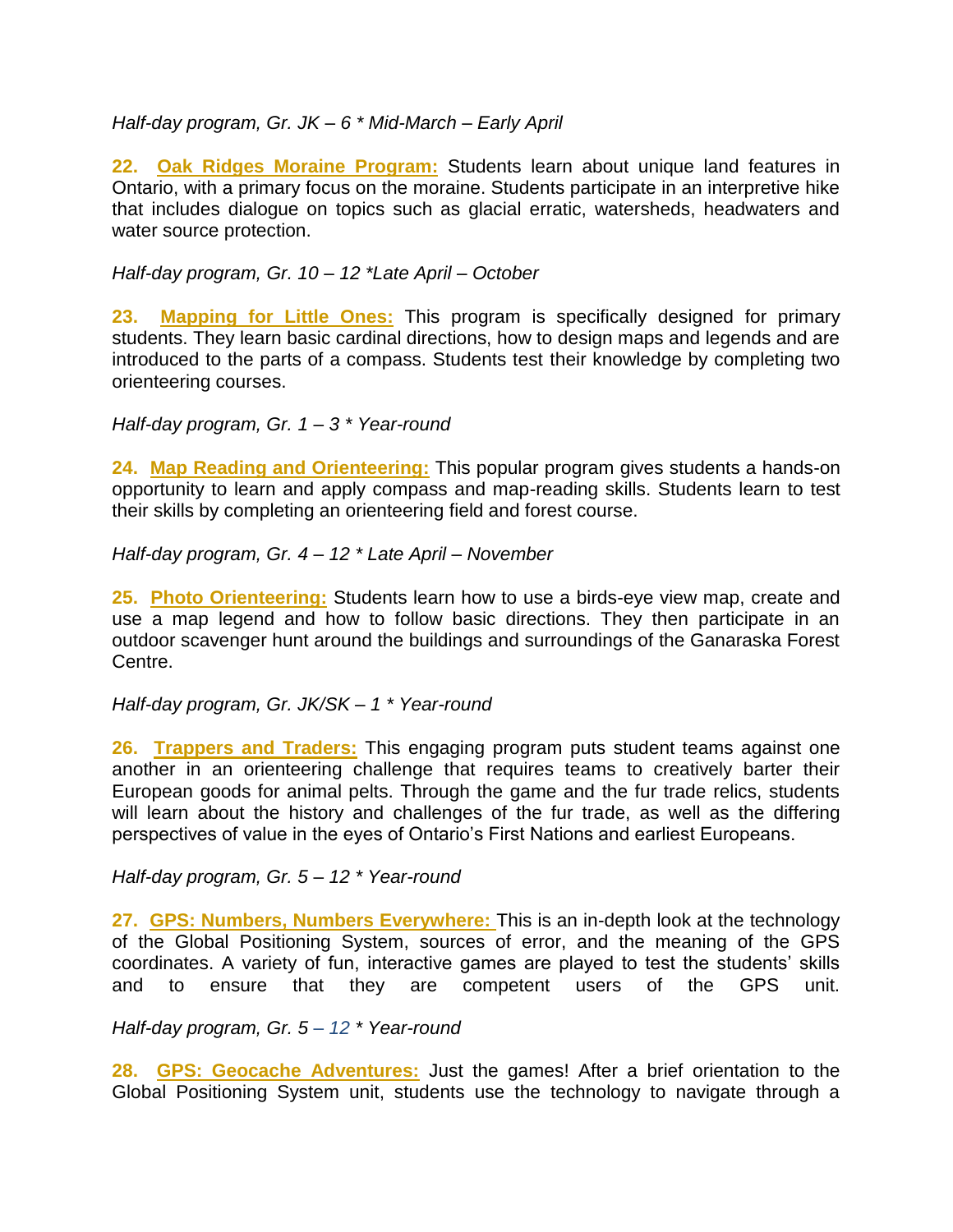*Half-day program, Gr. JK – 6 * Mid-March – Early April*

**22. Oak Ridges Moraine Program:** Students learn about unique land features in Ontario, with a primary focus on the moraine. Students participate in an interpretive hike that includes dialogue on topics such as glacial erratic, watersheds, headwaters and water source protection.

*Half-day program, Gr. 10 – 12 *Late April – October*

**23. Mapping for Little Ones:** This program is specifically designed for primary students. They learn basic cardinal directions, how to design maps and legends and are introduced to the parts of a compass. Students test their knowledge by completing two orienteering courses.

*Half-day program, Gr. 1 – 3 * Year-round*

**24. Map Reading and Orienteering:** This popular program gives students a hands-on opportunity to learn and apply compass and map-reading skills. Students learn to test their skills by completing an orienteering field and forest course.

*Half-day program, Gr. 4 – 12 * Late April – November*

**25. Photo Orienteering:** Students learn how to use a birds-eye view map, create and use a map legend and how to follow basic directions. They then participate in an outdoor scavenger hunt around the buildings and surroundings of the Ganaraska Forest Centre.

*Half-day program, Gr. JK/SK – 1 * Year-round*

**26. Trappers and Traders:** This engaging program puts student teams against one another in an orienteering challenge that requires teams to creatively barter their European goods for animal pelts. Through the game and the fur trade relics, students will learn about the history and challenges of the fur trade, as well as the differing perspectives of value in the eyes of Ontario's First Nations and earliest Europeans.

*Half-day program, Gr. 5 – 12 * Year-round*

**27. GPS: Numbers, Numbers Everywhere:** This is an in-depth look at the technology of the Global Positioning System, sources of error, and the meaning of the GPS coordinates. A variety of fun, interactive games are played to test the students' skills and to ensure that they are competent users of the GPS unit.

*Half-day program, Gr. 5 – 12 * Year-round*

**28. GPS: Geocache Adventures:** Just the games! After a brief orientation to the Global Positioning System unit, students use the technology to navigate through a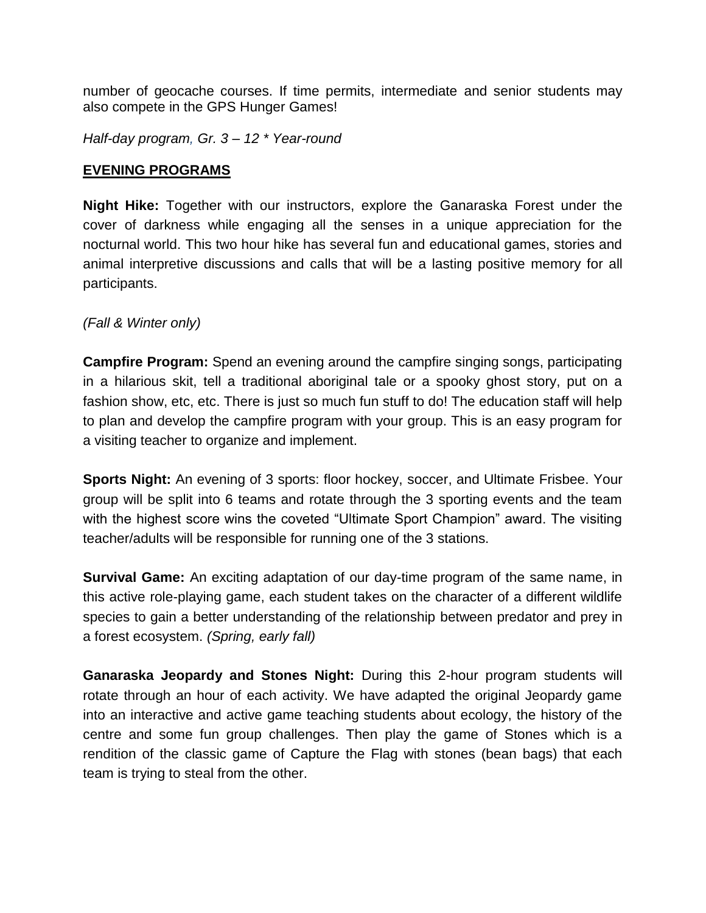number of geocache courses. If time permits, intermediate and senior students may also compete in the GPS Hunger Games!

*Half-day program, Gr. 3 – 12 * Year-round*

**EVENING PROGRAMS**

**Night Hike:** Together with our instructors, explore the Ganaraska Forest under the cover of darkness while engaging all the senses in a unique appreciation for the nocturnal world. This two hour hike has several fun and educational games, stories and animal interpretive discussions and calls that will be a lasting positive memory for all participants.

*(Fall & Winter only)*

**Campfire Program:** Spend an evening around the campfire singing songs, participating in a hilarious skit, tell a traditional aboriginal tale or a spooky ghost story, put on a fashion show, etc, etc. There is just so much fun stuff to do! The education staff will help to plan and develop the campfire program with your group. This is an easy program for a visiting teacher to organize and implement.

**Sports Night:** An evening of 3 sports: floor hockey, soccer, and Ultimate Frisbee. Your group will be split into 6 teams and rotate through the 3 sporting events and the team with the highest score wins the coveted "Ultimate Sport Champion" award. The visiting teacher/adults will be responsible for running one of the 3 stations.

**Survival Game:** An exciting adaptation of our day-time program of the same name, in this active role-playing game, each student takes on the character of a different wildlife species to gain a better understanding of the relationship between predator and prey in a forest ecosystem. *(Spring, early fall)*

**Ganaraska Jeopardy and Stones Night:** During this 2-hour program students will rotate through an hour of each activity. We have adapted the original Jeopardy game into an interactive and active game teaching students about ecology, the history of the centre and some fun group challenges. Then play the game of Stones which is a rendition of the classic game of Capture the Flag with stones (bean bags) that each team is trying to steal from the other.